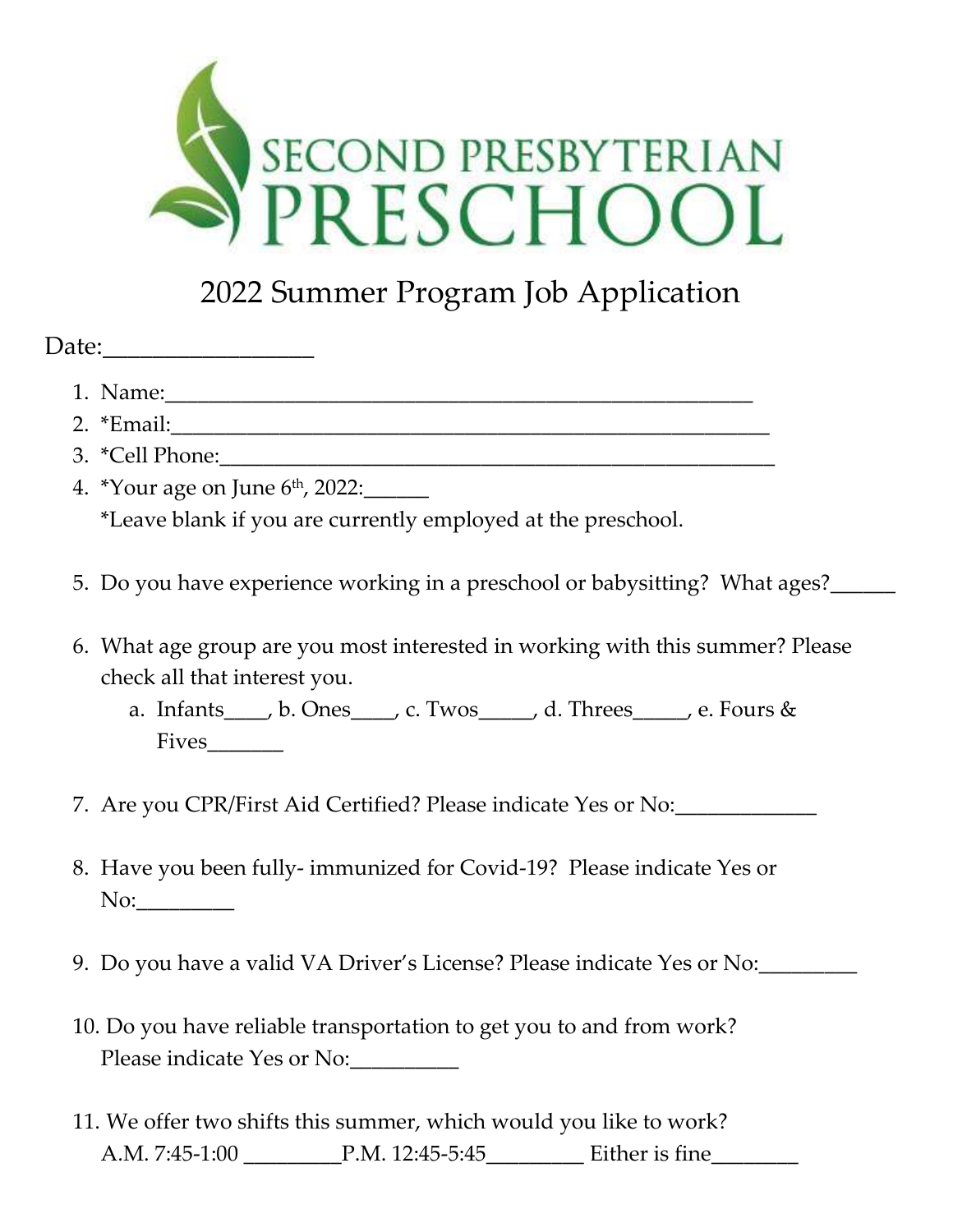# SECOND PRESBYTERIAN PRESCHOOL

## 2022 Summer Program Job Application

Date:_________________

1. Name:_____________________________________________________
2. *Email:____________________________________________________
3. *Cell Phone:_______________________________________________
4. *Your age on June 6th, 2022:______
   *Leave blank if you are currently employed at the preschool.

5. Do you have experience working in a preschool or babysitting? What ages?______

6. What age group are you most interested in working with this summer? Please check all that interest you.
   a. Infants____, b. Ones____, c. Twos_____, d. Threes_____, e. Fours & Fives_______

7. Are you CPR/First Aid Certified? Please indicate Yes or No:____________

8. Have you been fully- immunized for Covid-19? Please indicate Yes or No:_________

9. Do you have a valid VA Driver's License? Please indicate Yes or No:_________

10. Do you have reliable transportation to get you to and from work? Please indicate Yes or No:__________

11. We offer two shifts this summer, which would you like to work?
    A.M. 7:45-1:00 _________P.M. 12:45-5:45_________ Either is fine________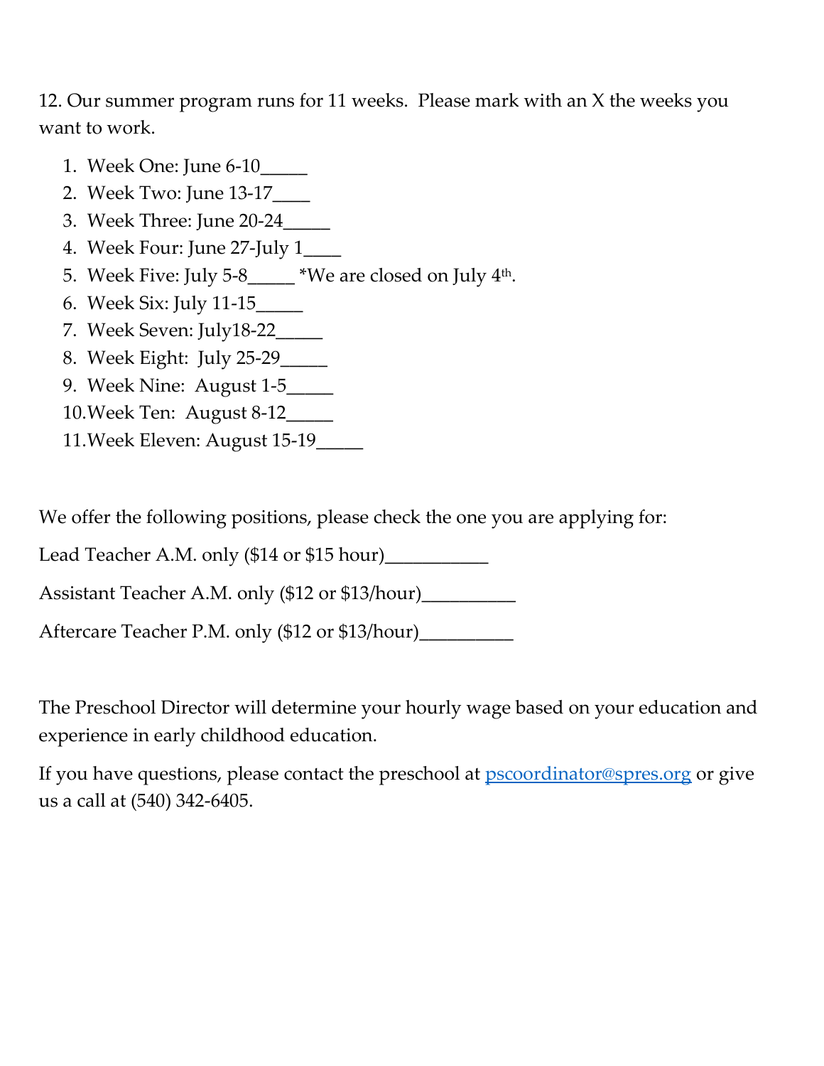12. Our summer program runs for 11 weeks. Please mark with an X the weeks you want to work.

1. Week One: June 6-10_____
2. Week Two: June 13-17____
3. Week Three: June 20-24_____
4. Week Four: June 27-July 1____
5. Week Five: July 5-8_____ *We are closed on July 4th.
6. Week Six: July 11-15_____
7. Week Seven: July18-22_____
8. Week Eight: July 25-29_____
9. Week Nine: August 1-5_____
10. Week Ten: August 8-12_____
11. Week Eleven: August 15-19_____

We offer the following positions, please check the one you are applying for:

Lead Teacher A.M. only ($14 or $15 hour)___________

Assistant Teacher A.M. only ($12 or $13/hour)__________

Aftercare Teacher P.M. only ($12 or $13/hour)__________

The Preschool Director will determine your hourly wage based on your education and experience in early childhood education.

If you have questions, please contact the preschool at pscoordinator@spres.org or give us a call at (540) 342-6405.